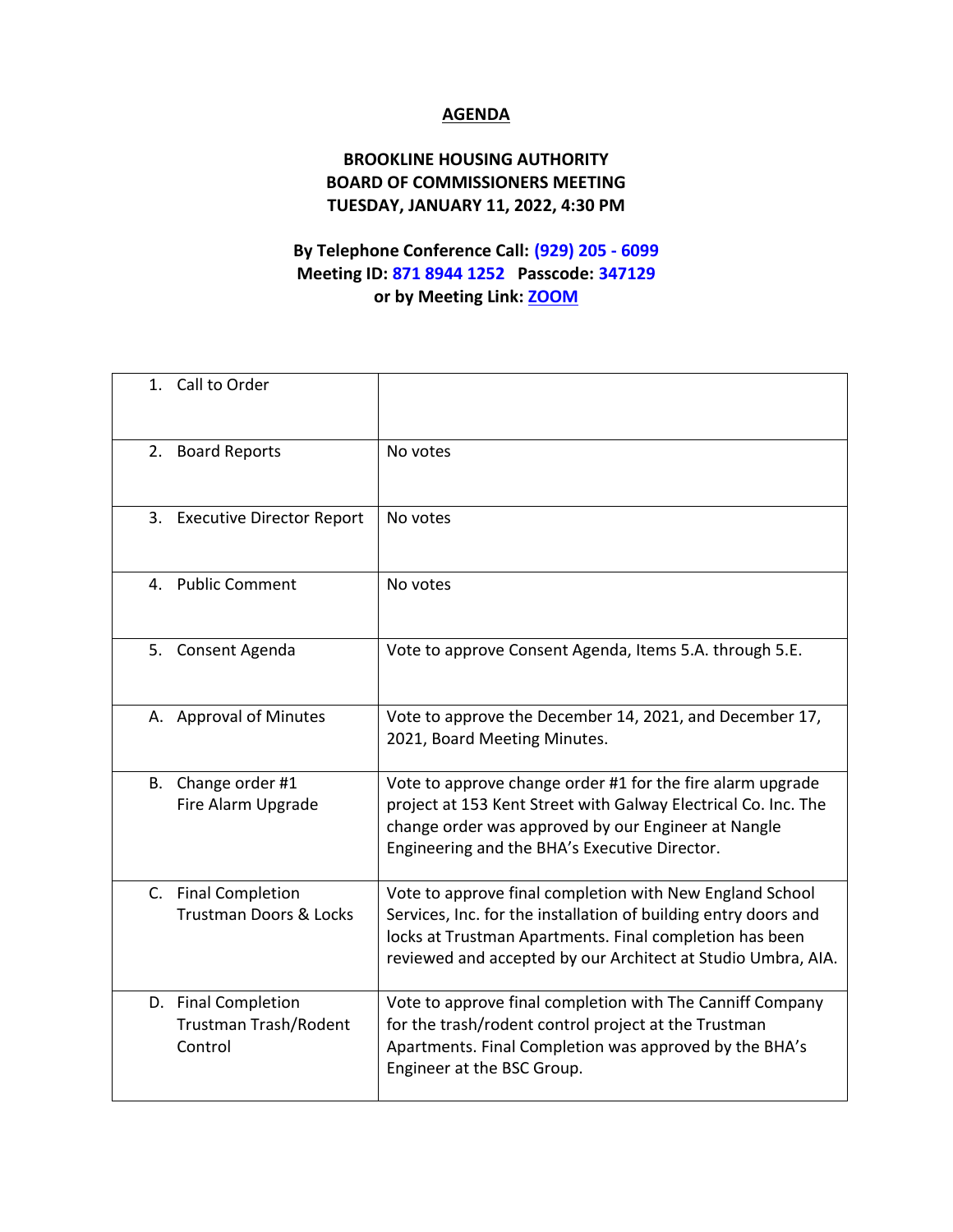# AGENDA

## BROOKLINE HOUSING AUTHORITY
## BOARD OF COMMISSIONERS MEETING
## TUESDAY, JANUARY 11, 2022, 4:30 PM

**By Telephone Conference Call: (929) 205 - 6099**
**Meeting ID: 871 8944 1252 Passcode: 347129**
**or by Meeting Link: ZOOM**

| | |
|---|---|
| 1. Call to Order | |
| 2. Board Reports | No votes |
| 3. Executive Director Report | No votes |
| 4. Public Comment | No votes |
| 5. Consent Agenda | Vote to approve Consent Agenda, Items 5.A. through 5.E. |
| A. Approval of Minutes | Vote to approve the December 14, 2021, and December 17, 2021, Board Meeting Minutes. |
| B. Change order #1 Fire Alarm Upgrade | Vote to approve change order #1 for the fire alarm upgrade project at 153 Kent Street with Galway Electrical Co. Inc. The change order was approved by our Engineer at Nangle Engineering and the BHA's Executive Director. |
| C. Final Completion Trustman Doors & Locks | Vote to approve final completion with New England School Services, Inc. for the installation of building entry doors and locks at Trustman Apartments. Final completion has been reviewed and accepted by our Architect at Studio Umbra, AIA. |
| D. Final Completion Trustman Trash/Rodent Control | Vote to approve final completion with The Canniff Company for the trash/rodent control project at the Trustman Apartments. Final Completion was approved by the BHA's Engineer at the BSC Group. |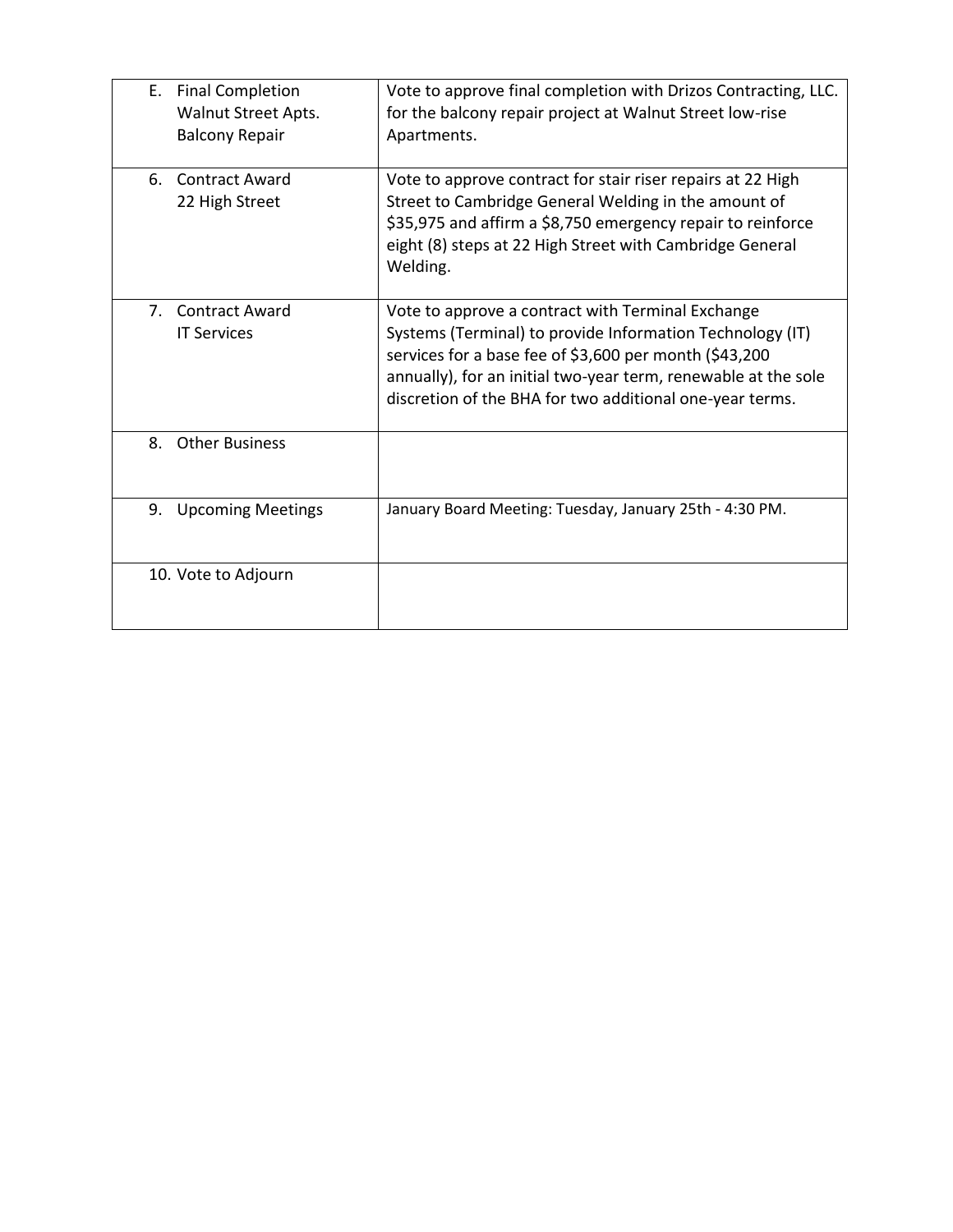| | |
|---|---|
| E. Final Completion<br>Walnut Street Apts.<br>Balcony Repair | Vote to approve final completion with Drizos Contracting, LLC. for the balcony repair project at Walnut Street low-rise Apartments. |
| 6. Contract Award<br>22 High Street | Vote to approve contract for stair riser repairs at 22 High Street to Cambridge General Welding in the amount of $35,975 and affirm a $8,750 emergency repair to reinforce eight (8) steps at 22 High Street with Cambridge General Welding. |
| 7. Contract Award<br>IT Services | Vote to approve a contract with Terminal Exchange Systems (Terminal) to provide Information Technology (IT) services for a base fee of $3,600 per month ($43,200 annually), for an initial two-year term, renewable at the sole discretion of the BHA for two additional one-year terms. |
| 8. Other Business | |
| 9. Upcoming Meetings | January Board Meeting: Tuesday, January 25th - 4:30 PM. |
| 10. Vote to Adjourn | |